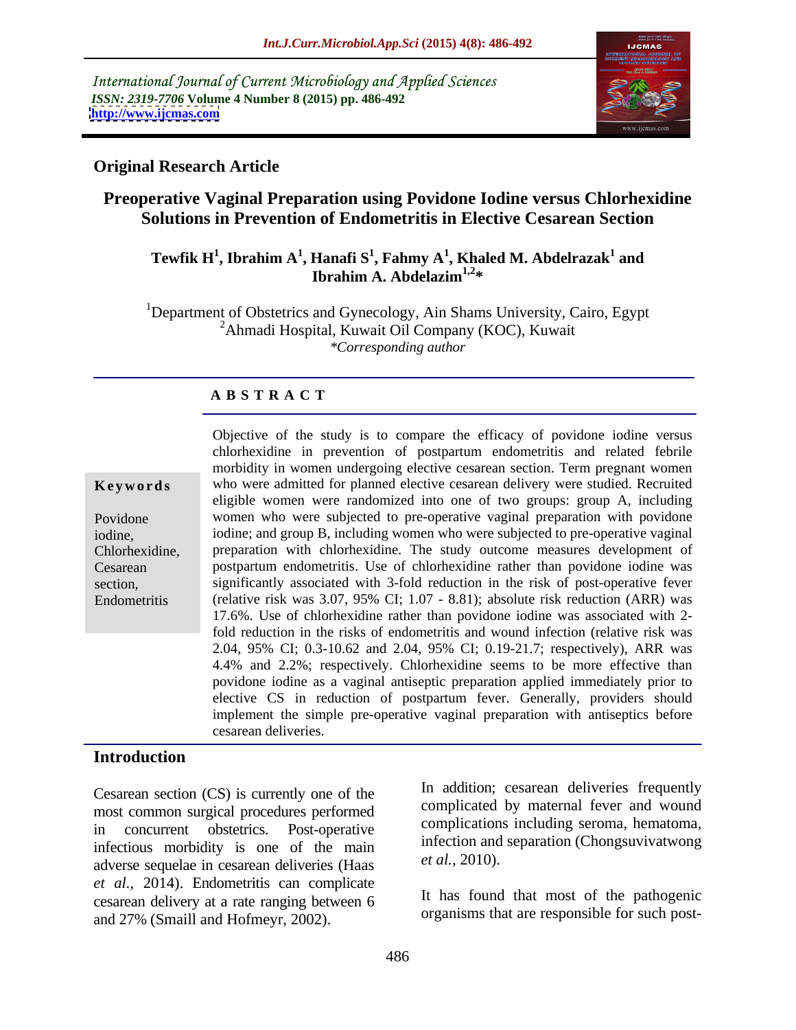International Journal of Current Microbiology and Applied Sciences
*ISSN: 2319-7706* **Volume 4 Number 8 (2015) pp. 486-492**
**http://www.ijcmas.com**

**Original Research Article**

# Preoperative Vaginal Preparation using Povidone Iodine versus Chlorhexidine Solutions in Prevention of Endometritis in Elective Cesarean Section

**Tewfik H[1], Ibrahim A[1], Hanafi S[1], Fahmy A[1], Khaled M. Abdelrazak[1] and Ibrahim A. Abdelazim[1,2]***

[1]Department of Obstetrics and Gynecology, Ain Shams University, Cairo, Egypt
[2]Ahmadi Hospital, Kuwait Oil Company (KOC), Kuwait
*\*Corresponding author*

## ABSTRACT

**Keywords**

Povidone iodine, Chlorhexidine, Cesarean section, Endometritis

Objective of the study is to compare the efficacy of povidone iodine versus chlorhexidine in prevention of postpartum endometritis and related febrile morbidity in women undergoing elective cesarean section. Term pregnant women who were admitted for planned elective cesarean delivery were studied. Recruited eligible women were randomized into one of two groups: group A, including women who were subjected to pre-operative vaginal preparation with povidone iodine; and group B, including women who were subjected to pre-operative vaginal preparation with chlorhexidine. The study outcome measures development of postpartum endometritis. Use of chlorhexidine rather than povidone iodine was significantly associated with 3-fold reduction in the risk of post-operative fever (relative risk was 3.07, 95% CI; 1.07 - 8.81); absolute risk reduction (ARR) was 17.6%. Use of chlorhexidine rather than povidone iodine was associated with 2-fold reduction in the risks of endometritis and wound infection (relative risk was 2.04, 95% CI; 0.3-10.62 and 2.04, 95% CI; 0.19-21.7; respectively), ARR was 4.4% and 2.2%; respectively. Chlorhexidine seems to be more effective than povidone iodine as a vaginal antiseptic preparation applied immediately prior to elective CS in reduction of postpartum fever. Generally, providers should implement the simple pre-operative vaginal preparation with antiseptics before cesarean deliveries.

## Introduction

Cesarean section (CS) is currently one of the most common surgical procedures performed in concurrent obstetrics. Post-operative infectious morbidity is one of the main adverse sequelae in cesarean deliveries (Haas *et al.,* 2014). Endometritis can complicate cesarean delivery at a rate ranging between 6 and 27% (Smaill and Hofmeyr, 2002).

In addition; cesarean deliveries frequently complicated by maternal fever and wound complications including seroma, hematoma, infection and separation (Chongsuvivatwong *et al.,* 2010).

It has found that most of the pathogenic organisms that are responsible for such post-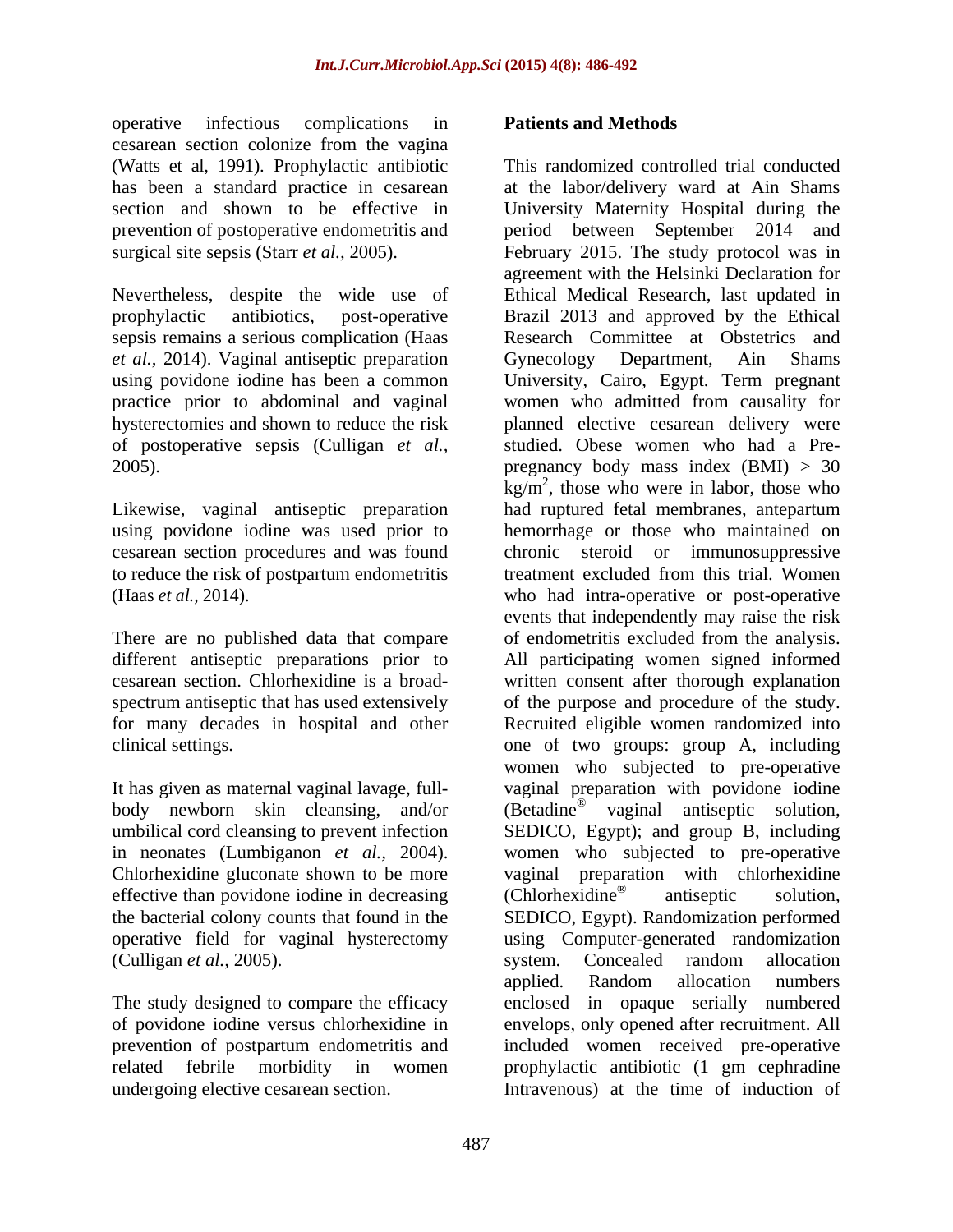operative infectious complications in cesarean section colonize from the vagina (Watts et al, 1991). Prophylactic antibiotic has been a standard practice in cesarean section and shown to be effective in prevention of postoperative endometritis and surgical site sepsis (Starr *et al.,* 2005).

Nevertheless, despite the wide use of prophylactic antibiotics, post-operative sepsis remains a serious complication (Haas *et al.,* 2014). Vaginal antiseptic preparation using povidone iodine has been a common practice prior to abdominal and vaginal hysterectomies and shown to reduce the risk of postoperative sepsis (Culligan *et al.,* 2005).

Likewise, vaginal antiseptic preparation using povidone iodine was used prior to cesarean section procedures and was found to reduce the risk of postpartum endometritis (Haas *et al.,* 2014).

There are no published data that compare different antiseptic preparations prior to cesarean section. Chlorhexidine is a broad-spectrum antiseptic that has used extensively for many decades in hospital and other clinical settings.

It has given as maternal vaginal lavage, full-body newborn skin cleansing, and/or umbilical cord cleansing to prevent infection in neonates (Lumbiganon *et al.,* 2004). Chlorhexidine gluconate shown to be more effective than povidone iodine in decreasing the bacterial colony counts that found in the operative field for vaginal hysterectomy (Culligan *et al.,* 2005).

The study designed to compare the efficacy of povidone iodine versus chlorhexidine in prevention of postpartum endometritis and related febrile morbidity in women undergoing elective cesarean section.

## Patients and Methods

This randomized controlled trial conducted at the labor/delivery ward at Ain Shams University Maternity Hospital during the period between September 2014 and February 2015. The study protocol was in agreement with the Helsinki Declaration for Ethical Medical Research, last updated in Brazil 2013 and approved by the Ethical Research Committee at Obstetrics and Gynecology Department, Ain Shams University, Cairo, Egypt. Term pregnant women who admitted from causality for planned elective cesarean delivery were studied. Obese women who had a Pre-pregnancy body mass index (BMI) > 30 $kg/m^2$, those who were in labor, those who had ruptured fetal membranes, antepartum hemorrhage or those who maintained on chronic steroid or immunosuppressive treatment excluded from this trial. Women who had intra-operative or post-operative events that independently may raise the risk of endometritis excluded from the analysis. All participating women signed informed written consent after thorough explanation of the purpose and procedure of the study. Recruited eligible women randomized into one of two groups: group A, including women who subjected to pre-operative vaginal preparation with povidone iodine (Betadine® vaginal antiseptic solution, SEDICO, Egypt); and group B, including women who subjected to pre-operative vaginal preparation with chlorhexidine (Chlorhexidine® antiseptic solution, SEDICO, Egypt). Randomization performed using Computer-generated randomization system. Concealed random allocation applied. Random allocation numbers enclosed in opaque serially numbered envelops, only opened after recruitment. All included women received pre-operative prophylactic antibiotic (1 gm cephradine Intravenous) at the time of induction of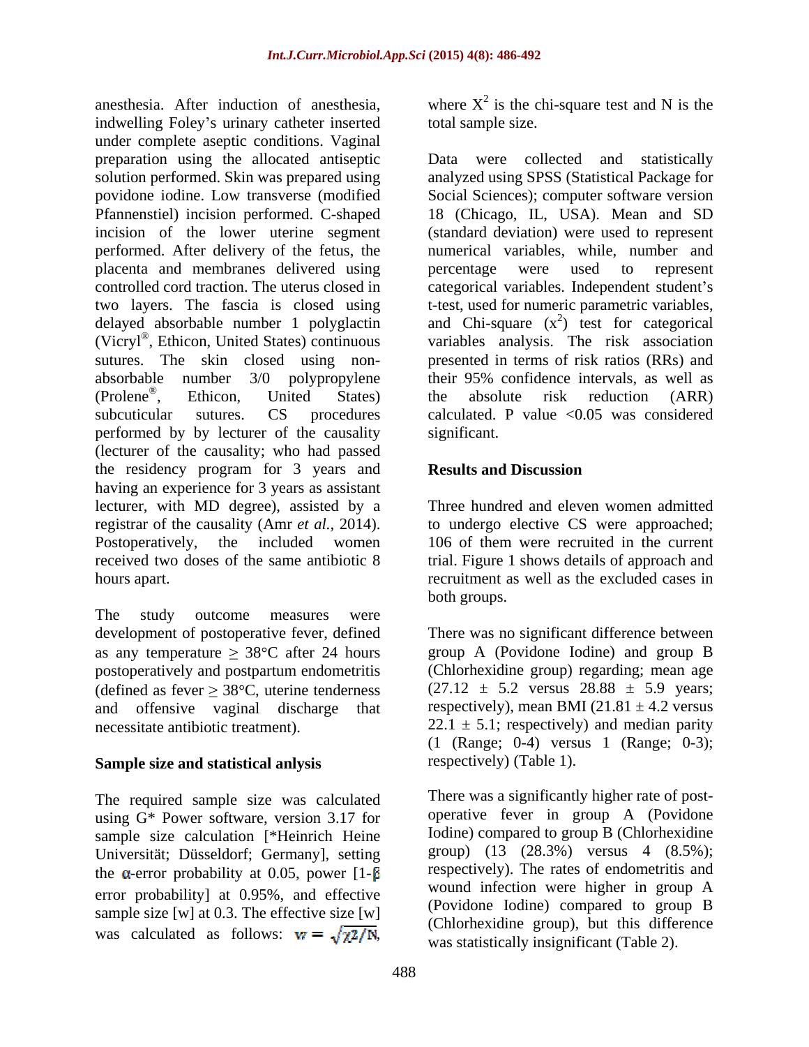anesthesia. After induction of anesthesia, indwelling Foley's urinary catheter inserted under complete aseptic conditions. Vaginal preparation using the allocated antiseptic solution performed. Skin was prepared using povidone iodine. Low transverse (modified Pfannenstiel) incision performed. C-shaped incision of the lower uterine segment performed. After delivery of the fetus, the placenta and membranes delivered using controlled cord traction. The uterus closed in two layers. The fascia is closed using delayed absorbable number 1 polyglactin (Vicryl®, Ethicon, United States) continuous sutures. The skin closed using non-absorbable number 3/0 polypropylene (Prolene®, Ethicon, United States) subcuticular sutures. CS procedures performed by by lecturer of the causality (lecturer of the causality; who had passed the residency program for 3 years and having an experience for 3 years as assistant lecturer, with MD degree), assisted by a registrar of the causality (Amr *et al.*, 2014). Postoperatively, the included women received two doses of the same antibiotic 8 hours apart.

The study outcome measures were development of postoperative fever, defined as any temperature ≥ 38°C after 24 hours postoperatively and postpartum endometritis (defined as fever ≥ 38°C, uterine tenderness and offensive vaginal discharge that necessitate antibiotic treatment).

## Sample size and statistical anlysis

The required sample size was calculated using G* Power software, version 3.17 for sample size calculation [*Heinrich Heine Universität; Düsseldorf; Germany], setting the $\alpha$-error probability at 0.05, power [1-$\beta$ error probability] at 0.95%, and effective sample size [w] at 0.3. The effective size [w] was calculated as follows: $w = \sqrt{\chi 2/N}$, where $X^2$ is the chi-square test and N is the total sample size.

Data were collected and statistically analyzed using SPSS (Statistical Package for Social Sciences); computer software version 18 (Chicago, IL, USA). Mean and SD (standard deviation) were used to represent numerical variables, while, number and percentage were used to represent categorical variables. Independent student's t-test, used for numeric parametric variables, and Chi-square ($x^2$) test for categorical variables analysis. The risk association presented in terms of risk ratios (RRs) and their 95% confidence intervals, as well as the absolute risk reduction (ARR) calculated. P value <0.05 was considered significant.

## Results and Discussion

Three hundred and eleven women admitted to undergo elective CS were approached; 106 of them were recruited in the current trial. Figure 1 shows details of approach and recruitment as well as the excluded cases in both groups.

There was no significant difference between group A (Povidone Iodine) and group B (Chlorhexidine group) regarding; mean age (27.12 ± 5.2 versus 28.88 ± 5.9 years; respectively), mean BMI (21.81 ± 4.2 versus 22.1 ± 5.1; respectively) and median parity (1 (Range; 0-4) versus 1 (Range; 0-3); respectively) (Table 1).

There was a significantly higher rate of post-operative fever in group A (Povidone Iodine) compared to group B (Chlorhexidine group) (13 (28.3%) versus 4 (8.5%); respectively). The rates of endometritis and wound infection were higher in group A (Povidone Iodine) compared to group B (Chlorhexidine group), but this difference was statistically insignificant (Table 2).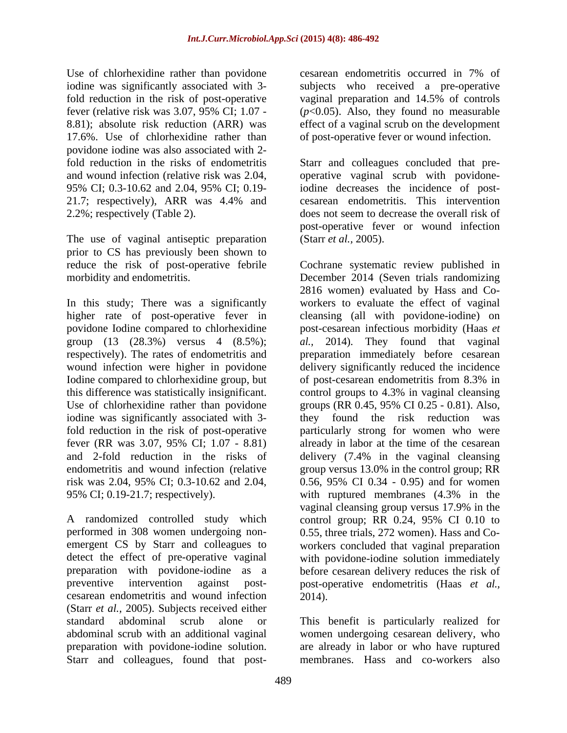Use of chlorhexidine rather than povidone iodine was significantly associated with 3-fold reduction in the risk of post-operative fever (relative risk was 3.07, 95% CI; 1.07 - 8.81); absolute risk reduction (ARR) was 17.6%. Use of chlorhexidine rather than povidone iodine was also associated with 2-fold reduction in the risks of endometritis and wound infection (relative risk was 2.04, 95% CI; 0.3-10.62 and 2.04, 95% CI; 0.19-21.7; respectively), ARR was 4.4% and 2.2%; respectively (Table 2).

The use of vaginal antiseptic preparation prior to CS has previously been shown to reduce the risk of post-operative febrile morbidity and endometritis.

In this study; There was a significantly higher rate of post-operative fever in povidone Iodine compared to chlorhexidine group (13 (28.3%) versus 4 (8.5%); respectively). The rates of endometritis and wound infection were higher in povidone Iodine compared to chlorhexidine group, but this difference was statistically insignificant. Use of chlorhexidine rather than povidone iodine was significantly associated with 3-fold reduction in the risk of post-operative fever (RR was 3.07, 95% CI; 1.07 - 8.81) and 2-fold reduction in the risks of endometritis and wound infection (relative risk was 2.04, 95% CI; 0.3-10.62 and 2.04, 95% CI; 0.19-21.7; respectively).

A randomized controlled study which performed in 308 women undergoing non-emergent CS by Starr and colleagues to detect the effect of pre-operative vaginal preparation with povidone-iodine as a preventive intervention against post-cesarean endometritis and wound infection (Starr *et al.,* 2005). Subjects received either standard abdominal scrub alone or abdominal scrub with an additional vaginal preparation with povidone-iodine solution. Starr and colleagues, found that post-cesarean endometritis occurred in 7% of subjects who received a pre-operative vaginal preparation and 14.5% of controls ($p<0.05$). Also, they found no measurable effect of a vaginal scrub on the development of post-operative fever or wound infection.

Starr and colleagues concluded that pre-operative vaginal scrub with povidone-iodine decreases the incidence of post-cesarean endometritis. This intervention does not seem to decrease the overall risk of post-operative fever or wound infection (Starr *et al.,* 2005).

Cochrane systematic review published in December 2014 (Seven trials randomizing 2816 women) evaluated by Hass and Co-workers to evaluate the effect of vaginal cleansing (all with povidone-iodine) on post-cesarean infectious morbidity (Haas *et al.,* 2014). They found that vaginal preparation immediately before cesarean delivery significantly reduced the incidence of post-cesarean endometritis from 8.3% in control groups to 4.3% in vaginal cleansing groups (RR 0.45, 95% CI 0.25 - 0.81). Also, they found the risk reduction was particularly strong for women who were already in labor at the time of the cesarean delivery (7.4% in the vaginal cleansing group versus 13.0% in the control group; RR 0.56, 95% CI 0.34 - 0.95) and for women with ruptured membranes (4.3% in the vaginal cleansing group versus 17.9% in the control group; RR 0.24, 95% CI 0.10 to 0.55, three trials, 272 women). Hass and Co-workers concluded that vaginal preparation with povidone-iodine solution immediately before cesarean delivery reduces the risk of post-operative endometritis (Haas *et al.,* 2014).

This benefit is particularly realized for women undergoing cesarean delivery, who are already in labor or who have ruptured membranes. Hass and co-workers also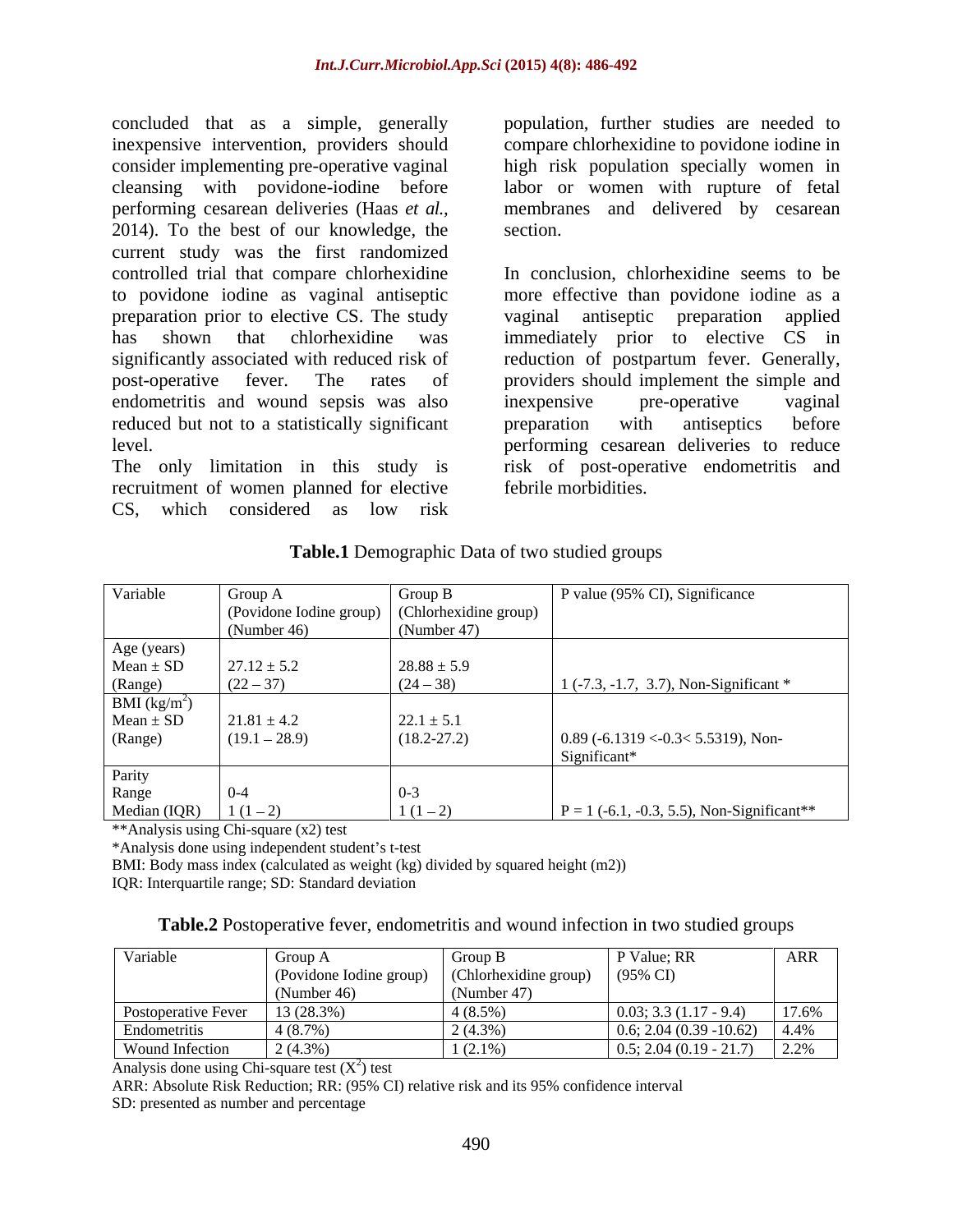concluded that as a simple, generally inexpensive intervention, providers should consider implementing pre-operative vaginal cleansing with povidone-iodine before performing cesarean deliveries (Haas *et al.*, 2014). To the best of our knowledge, the current study was the first randomized controlled trial that compare chlorhexidine to povidone iodine as vaginal antiseptic preparation prior to elective CS. The study has shown that chlorhexidine was significantly associated with reduced risk of post-operative fever. The rates of endometritis and wound sepsis was also reduced but not to a statistically significant level.

The only limitation in this study is recruitment of women planned for elective CS, which considered as low risk population, further studies are needed to compare chlorhexidine to povidone iodine in high risk population specially women in labor or women with rupture of fetal membranes and delivered by cesarean section.

In conclusion, chlorhexidine seems to be more effective than povidone iodine as a vaginal antiseptic preparation applied immediately prior to elective CS in reduction of postpartum fever. Generally, providers should implement the simple and inexpensive pre-operative vaginal preparation with antiseptics before performing cesarean deliveries to reduce risk of post-operative endometritis and febrile morbidities.

**Table.1** Demographic Data of two studied groups

| Variable | Group A (Povidone Iodine group) (Number 46) | Group B (Chlorhexidine group) (Number 47) | P value (95% CI), Significance |
|---|---|---|---|
| Age (years) Mean ± SD (Range) | 27.12 ± 5.2 (22 – 37) | 28.88 ± 5.9 (24 – 38) | 1 (-7.3, -1.7, 3.7), Non-Significant * |
| BMI ($kg/m^2$) Mean ± SD (Range) | 21.81 ± 4.2 (19.1 – 28.9) | 22.1 ± 5.1 (18.2-27.2) | 0.89 (-6.1319 <-0.3< 5.5319), Non-Significant* |
| Parity Range Median (IQR) | 0-4 1 (1 – 2) | 0-3 1 (1 – 2) | P = 1 (-6.1, -0.3, 5.5), Non-Significant** |

**Analysis using Chi-square (x2) test

*Analysis done using independent student's t-test

BMI: Body mass index (calculated as weight (kg) divided by squared height (m2))

IQR: Interquartile range; SD: Standard deviation

**Table.2** Postoperative fever, endometritis and wound infection in two studied groups

| Variable | Group A (Povidone Iodine group) (Number 46) | Group B (Chlorhexidine group) (Number 47) | P Value; RR (95% CI) | ARR |
|---|---|---|---|---|
| Postoperative Fever | 13 (28.3%) | 4 (8.5%) | 0.03; 3.3 (1.17 - 9.4) | 17.6% |
| Endometritis | 4 (8.7%) | 2 (4.3%) | 0.6; 2.04 (0.39 -10.62) | 4.4% |
| Wound Infection | 2 (4.3%) | 1 (2.1%) | 0.5; 2.04 (0.19 - 21.7) | 2.2% |

Analysis done using Chi-square test ($X^2$) test

ARR: Absolute Risk Reduction; RR: (95% CI) relative risk and its 95% confidence interval

SD: presented as number and percentage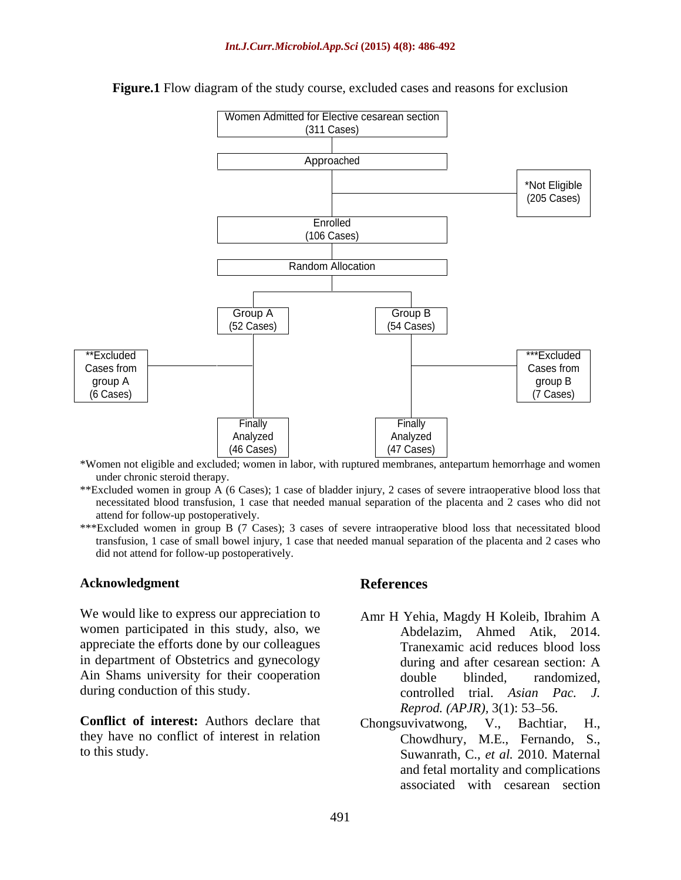**Figure.1** Flow diagram of the study course, excluded cases and reasons for exclusion

```
Women Admitted for Elective cesarean section (311 Cases)
        |
    Approached
        |------------------------------ *Not Eligible (205 Cases)
        |
    Enrolled (106 Cases)
        |
    Random Allocation
        |
   -------------
   |           |
Group A      Group B
(52 Cases)   (54 Cases)
   |           |
   |-- **Excluded Cases from group A (6 Cases)
   |           |-- ***Excluded Cases from group B (7 Cases)
   |           |
Finally      Finally
Analyzed     Analyzed
(46 Cases)   (47 Cases)
```

*Women not eligible and excluded; women in labor, with ruptured membranes, antepartum hemorrhage and women under chronic steroid therapy.

**Excluded women in group A (6 Cases); 1 case of bladder injury, 2 cases of severe intraoperative blood loss that necessitated blood transfusion, 1 case that needed manual separation of the placenta and 2 cases who did not attend for follow-up postoperatively.

***Excluded women in group B (7 Cases); 3 cases of severe intraoperative blood loss that necessitated blood transfusion, 1 case of small bowel injury, 1 case that needed manual separation of the placenta and 2 cases who did not attend for follow-up postoperatively.

## Acknowledgment

We would like to express our appreciation to women participated in this study, also, we appreciate the efforts done by our colleagues in department of Obstetrics and gynecology Ain Shams university for their cooperation during conduction of this study.

**Conflict of interest:** Authors declare that they have no conflict of interest in relation to this study.

## References

Amr H Yehia, Magdy H Koleib, Ibrahim A Abdelazim, Ahmed Atik, 2014. Tranexamic acid reduces blood loss during and after cesarean section: A double blinded, randomized, controlled trial. *Asian Pac. J. Reprod. (APJR)*, 3(1): 53–56.

Chongsuvivatwong, V., Bachtiar, H., Chowdhury, M.E., Fernando, S., Suwanrath, C., *et al.* 2010. Maternal and fetal mortality and complications associated with cesarean section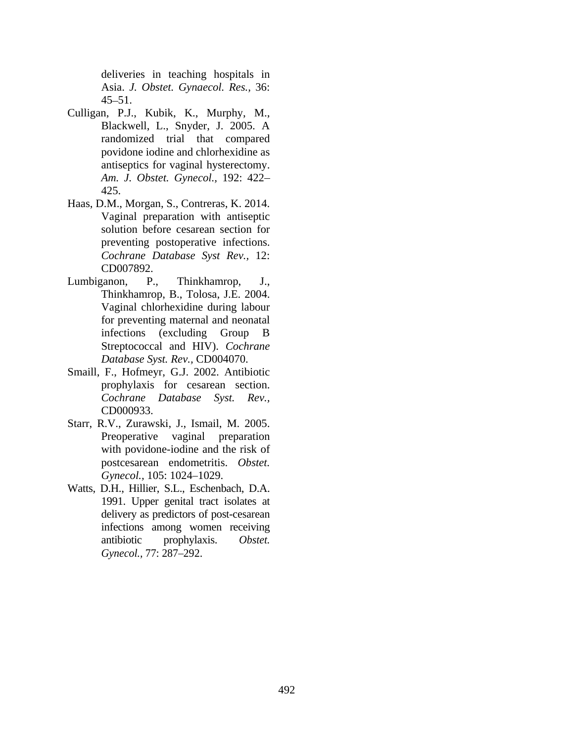deliveries in teaching hospitals in Asia. *J. Obstet. Gynaecol. Res.,* 36: 45–51.

Culligan, P.J., Kubik, K., Murphy, M., Blackwell, L., Snyder, J. 2005. A randomized trial that compared povidone iodine and chlorhexidine as antiseptics for vaginal hysterectomy. *Am. J. Obstet. Gynecol.,* 192: 422–425.

Haas, D.M., Morgan, S., Contreras, K. 2014. Vaginal preparation with antiseptic solution before cesarean section for preventing postoperative infections. *Cochrane Database Syst Rev.,* 12: CD007892.

Lumbiganon, P., Thinkhamrop, J., Thinkhamrop, B., Tolosa, J.E. 2004. Vaginal chlorhexidine during labour for preventing maternal and neonatal infections (excluding Group B Streptococcal and HIV). *Cochrane Database Syst. Rev.,* CD004070.

Smaill, F., Hofmeyr, G.J. 2002. Antibiotic prophylaxis for cesarean section. *Cochrane Database Syst. Rev.,* CD000933.

Starr, R.V., Zurawski, J., Ismail, M. 2005. Preoperative vaginal preparation with povidone-iodine and the risk of postcesarean endometritis. *Obstet. Gynecol.,* 105: 1024–1029.

Watts, D.H., Hillier, S.L., Eschenbach, D.A. 1991. Upper genital tract isolates at delivery as predictors of post-cesarean infections among women receiving antibiotic prophylaxis. *Obstet. Gynecol.,* 77: 287–292.